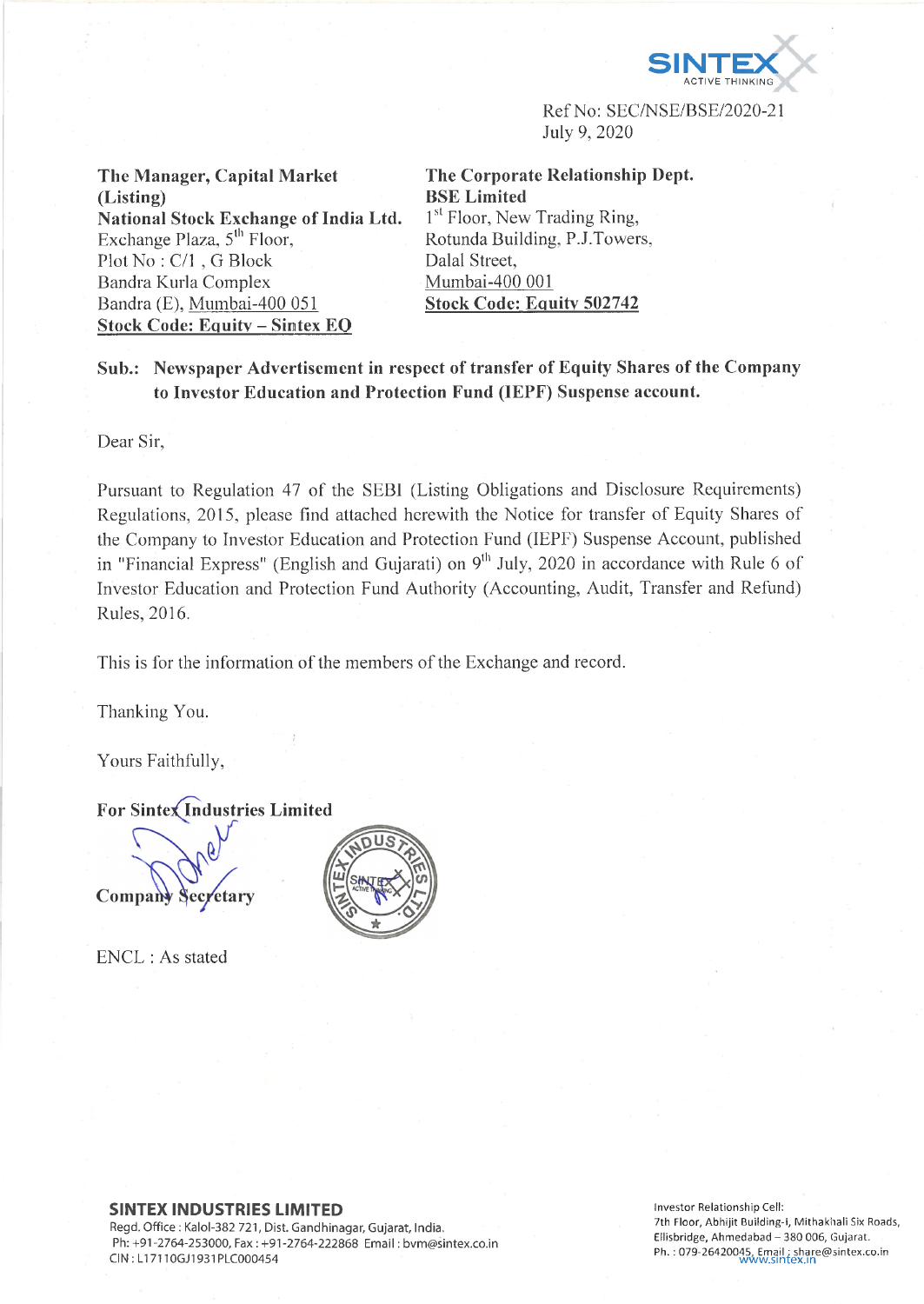Ref No: SEC/NSE/BSE/2020-21
July 9, 2020

**The Manager, Capital Market (Listing)**
**National Stock Exchange of India Ltd.**
Exchange Plaza, 5th Floor,
Plot No : C/1 , G Block
Bandra Kurla Complex
Bandra (E), Mumbai-400 051
**Stock Code: Equity – Sintex EQ**

**The Corporate Relationship Dept.**
**BSE Limited**
1st Floor, New Trading Ring,
Rotunda Building, P.J.Towers,
Dalal Street,
Mumbai-400 001
**Stock Code: Equity 502742**

**Sub.: Newspaper Advertisement in respect of transfer of Equity Shares of the Company to Investor Education and Protection Fund (IEPF) Suspense account.**

Dear Sir,

Pursuant to Regulation 47 of the SEBI (Listing Obligations and Disclosure Requirements) Regulations, 2015, please find attached herewith the Notice for transfer of Equity Shares of the Company to Investor Education and Protection Fund (IEPF) Suspense Account, published in "Financial Express" (English and Gujarati) on 9th July, 2020 in accordance with Rule 6 of Investor Education and Protection Fund Authority (Accounting, Audit, Transfer and Refund) Rules, 2016.

This is for the information of the members of the Exchange and record.

Thanking You.

Yours Faithfully,

**For Sintex Industries Limited**

**Company Secretary**

ENCL : As stated

**SINTEX INDUSTRIES LIMITED**
Regd. Office : Kalol-382 721, Dist. Gandhinagar, Gujarat, India.
Ph: +91-2764-253000, Fax : +91-2764-222868 Email : bvm@sintex.co.in
CIN : L17110GJ1931PLC000454

Investor Relationship Cell:
7th Floor, Abhijit Building-I, Mithakhali Six Roads,
Ellisbridge, Ahmedabad – 380 006, Gujarat.
Ph. : 079-26420045, Email : share@sintex.co.in
www.sintex.in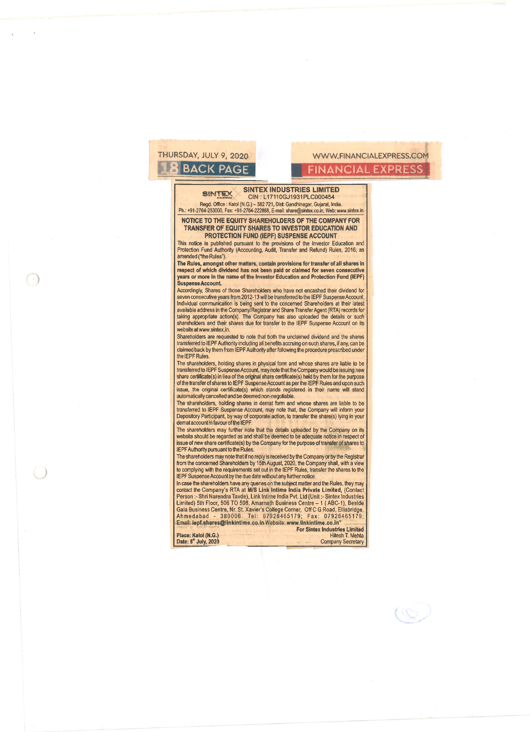THURSDAY, JULY 9, 2020

18 BACK PAGE

WWW.FINANCIALEXPRESS.COM

FINANCIAL EXPRESS

## SINTEX INDUSTRIES LIMITED

CIN : L17110GJ1931PLC000454

Regd. Office : Kalol (N.G.) – 382 721, Dist: Gandhinagar, Gujarat, India.
Ph.: +91-2764-253000, Fax: +91-2764-222868, E-mail: share@sintex.co.in, Web: www.sintex.in

### NOTICE TO THE EQUITY SHAREHOLDERS OF THE COMPANY FOR TRANSFER OF EQUITY SHARES TO INVESTOR EDUCATION AND PROTECTION FUND (IEPF) SUSPENSE ACCOUNT

This notice is published pursuant to the provisions of the Investor Education and Protection Fund Authority (Accounting, Audit, Transfer and Refund) Rules, 2016, as amended ("the Rules").

**The Rules, amongst other matters, contain provisions for transfer of all shares in respect of which dividend has not been paid or claimed for seven consecutive years or more in the name of the Investor Education and Protection Fund (IEPF) Suspense Account.**

Accordingly, Shares of those Shareholders who have not encashed their dividend for seven consecutive years from 2012-13 will be transferred to the IEPF Suspense Account. Individual communication is being sent to the concerned Shareholders at their latest available address in the Company/Registrar and Share Transfer Agent (RTA) records for taking appropriate action(s). The Company has also uploaded the details or such shareholders and their shares due for transfer to the IEPF Suspense Account on its website at www.sintex.in.

Shareholders are requested to note that both the unclaimed dividend and the shares transferred to IEPF Authority including all benefits accruing on such shares, if any, can be claimed back by them from IEPF Authority after following the procedure prescribed under the IEPF Rules.

The shareholders, holding shares in physical form and whose shares are liable to be transferred to IEPF Suspense Account, may note that the Company would be issuing new share certificate(s) in lieu of the original share certificate(s) held by them for the purpose of the transfer of shares to IEPF Suspense Account as per the IEPF Rules and upon such issue, the original certificate(s) which stands registered in their name will stand automatically cancelled and be deemed non-negotiable.

The shareholders, holding shares in demat form and whose shares are liable to be transferred to IEPF Suspense Account, may note that, the Company will inform your Depository Participant, by way of corporate action, to transfer the share(s) lying in your demat account in favour of the IEPF.

The shareholders may further note that the details uploaded by the Company on its website should be regarded as and shall be deemed to be adequate notice in respect of issue of new share certificate(s) by the Company for the purpose of transfer of shares to IEPF Authority pursuant to the Rules.

The shareholders may note that if no reply is received by the Company or by the Registrar from the concerned Shareholders by 15th August, 2020, the Company shall, with a view to complying with the requirements set out in the IEPF Rules, transfer the shares to the IEPF Suspense Account by the due date without any further notice.

In case the shareholders have any queries on the subject matter and the Rules, they may contact the Company's RTA at **M/S Link Intime India Private Limited,** (Contact Person :- Shri Narendra Tavde), Link Intime India Pvt. Ltd (Unit :- Sintex Industries Limited) 5th Floor, 506 TO 508, Amarnath Business Centre – 1 ( ABC-1), Beside Gala Business Centre, Nr. St. Xavier's College Corner, Off C G Road, Ellisbridge, Ahmedabad - 380006. Tel: 07926465179; Fax: 07926465179; **Email: iepf.shares@linkintime.co.in Website: www.linkintime.co.in"**

**For Sintex Industries Limited**
Hitesh T. Mehta
Company Secretary

**Place: Kalol (N.G.)**
**Date: 8th July, 2020**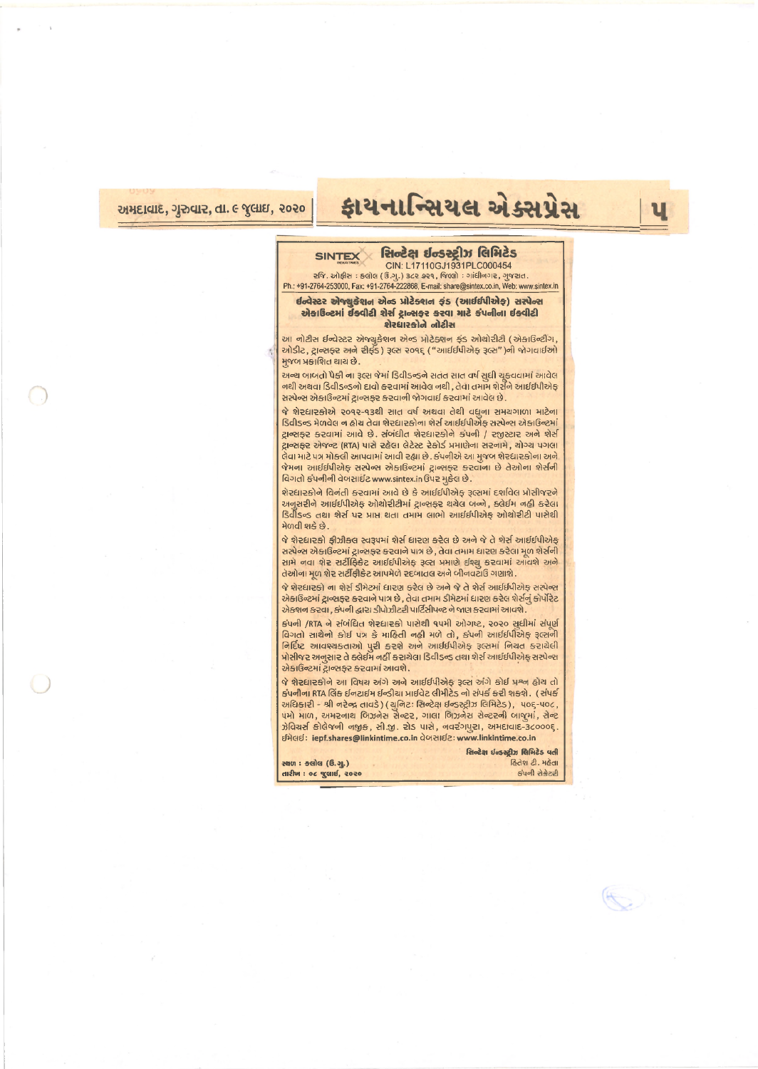અમદાવાદ, ગુરુવાર, તા. ૯ જુલાઇ, ૨૦૨૦

# ફાયનાન્સિયલ એક્સપ્રેસ

## સિન્ટેક્ષ ઇન્ડસ્ટ્રીઝ લિમિટેડ

SINTEX

CIN: L17110GJ1931PLC000454

રજિ. ઓફીસ : કલોલ (ઉ.ગુ.) ૩૮૨ ૭૨૧, જિલ્લો : ગાંધીનગર, ગુજરાત.

Ph.: +91-2764-253000, Fax: +91-2764-222868, E-mail: share@sintex.co.in, Web: www.sintex.in

### ઇન્વેસ્ટર એજ્યુકેશન એન્ડ પ્રોટેક્શન ફંડ (આઇઇપીએફ) સસ્પેન્સ એકાઉન્ટમાં ઇક્વીટી શેર્સ ટ્રાન્સફર કરવા માટે કંપનીના ઇક્વીટી શેરધારકોને નોટીસ

આ નોટીસ ઇન્વેસ્ટર એજ્યુકેશન એન્ડ પ્રોટેક્શન ફંડ ઓથોરીટી (એકાઉન્ટીંગ, ઓડીટ, ટ્રાન્સફર અને રીફંડ) રૂલ્સ ૨૦૧૬ ("આઇઇપીએફ રૂલ્સ")ની જોગવાઇઓ મુજબ પ્રકાશિત થાય છે.

અન્ય બાબતો પૈકી ના રૂલ્સ જેમાં ડિવીડન્ડને સતત સાત વર્ષ સુધી ચૂકવવામાં આવેલ નથી અથવા ડિવીડન્ડનો દાવો કરવામાં આવેલ નથી, તેવા તમામ શેર્સને આઇઇપીએફ સસ્પેન્સ એકાઉન્ટમાં ટ્રાન્સફર કરવાની જોગવાઇ કરવામાં આવેલ છે.

જે શેરધારકોએ ૨૦૧૨-૧૩થી સાત વર્ષ અથવા તેથી વધુના સમયગાળા માટેના ડિવીડન્ડ મેળવેલ ન હોય તેવા શેરધારકોના શેર્સ આઇઇપીએફ સસ્પેન્સ એકાઉન્ટમાં ટ્રાન્સફર કરવામાં આવે છે. સંબંધીત શેરધારકોને કંપની / રજીસ્ટાર અને શેર્સ ટ્રાન્સફર એજન્ટ (RTA) પાસે રહેલા લેટેસ્ટ રેકોર્ડ પ્રમાણેના સરનામે, યોગ્ય પગલા લેવા માટે પત્ર મોકલી આપવામાં આવી રહ્યા છે. કંપનીએ આ મુજબ શેરધારકોના અને જેમના આઇઇપીએફ સસ્પેન્સ એકાઉન્ટમાં ટ્રાન્સફર કરવાના છે તેઓના શેર્સની વિગતો કંપનીની વેબસાઇટ www.sintex.in ઉપર મુકેલ છે.

શેરધારકોને વિનંતી કરવામાં આવે છે કે આઇઇપીએફ રૂલ્સમાં દર્શાવેલ પ્રોસીજરને અનુસરીને આઇઇપીએફ ઓથોરીટીમાં ટ્રાન્સફર થયેલ બન્ને, ક્લેઇમ નહીં કરેલા ડિવીડન્ડ તથા શેર્સ પર પ્રાપ્ત થતા તમામ લાભો આઇઇપીએફ ઓથોરીટી પાસેથી મેળવી શકે છે.

જે શેરધારકો ફીઝીકલ સ્વરૂપમાં શેર્સ ધારણ કરેલ છે અને જે તે શેર્સ આઇઇપીએફ સસ્પેન્સ એકાઉન્ટમાં ટ્રાન્સફર કરવાને પાત્ર છે, તેવા તમામ ધારણ કરેલા મૂળ શેર્સની સામે નવા શેર સર્ટીફિકેટ આઇઇપીએફ રૂલ્સ પ્રમાણે ઇશ્યુ કરવામાં આવશે અને તેઓના મૂળ શેર સર્ટીફીકેટ આપમેળે રદબાતલ અને બીનવટાઉ ગણાશે.

જે શેરધારકો ના શેર્સ ડીમેટમાં ધારણ કરેલ છે અને જે તે શેર્સ આઇઇપીએફ સસ્પેન્સ એકાઉન્ટમાં ટ્રાન્સફર કરવાને પાત્ર છે, તેવા તમામ ડીમેટમાં ધારણ કરેલ શેર્સનું કોર્પોરેટ એક્શન કરવા, કંપની દ્વારા ડીપોઝીટરી પાર્ટિસીપન્ટ ને જાણ કરવામાં આવશે.

કંપની /RTA ને સંબંધિત શેરધારકો પાસેથી ૧૫મી ઓગસ્ટ, ૨૦૨૦ સુધીમાં સંપૂર્ણ વિગતો સાથેનો કોઇ પત્ર કે માહિતી નહીં મળે તો, કંપની આઇઇપીએફ રૂલ્સની નિર્દિષ્ટ આવશ્યકતાઓ પુરી કરશે અને આઇઇપીએફ રૂલ્સમાં નિયત કરાયેલી પ્રોસીજર અનુસાર તે ક્લેઇમ નહીં કરાયેલા ડિવીડન્ડ તથા શેર્સ આઇઇપીએફ સસ્પેન્સ એકાઉન્ટમાં ટ્રાન્સફર કરવામાં આવશે.

જે શેરધારકોને આ વિષય અંગે અને આઇઇપીએફ રૂલ્સ અંગે કોઇ પ્રશ્ન હોય તો કંપનીના RTA લિંક ઇનટાઇમ ઇન્ડીયા પ્રાઇવેટ લીમીટેડ નો સંપર્ક કરી શકશે. (સંપર્ક અધિકારી - શ્રી નરેન્દ્ર તાવડે) (યુનિટ: સિન્ટેક્ષ ઇન્ડસ્ટ્રીઝ લિમિટેડ), ૫૦૬-૫૦૮, ૫મો માળ, અમરનાથ બિઝનેસ સેન્ટર, ગાલા બિઝનેસ સેન્ટરની બાજુમાં, સેન્ટ ઝેવિયર્સ કોલેજની નજીક, સી.જી. રોડ પાસે, નવરંગપુરા, અમદાવાદ-૩૮૦૦૦૬. ઇમેલઃ iepf.shares@linkintime.co.in વેબસાઇટ: www.linkintime.co.in

સિન્ટેક્ષ ઇન્ડસ્ટ્રીઝ લિમિટેડ વતી

હિતેશ ટી. મહેતા

કંપની સેક્રેટરી

સ્થળ : કલોલ (ઉ.ગુ.)

તારીખ : ૦૮ જુલાઇ, ૨૦૨૦